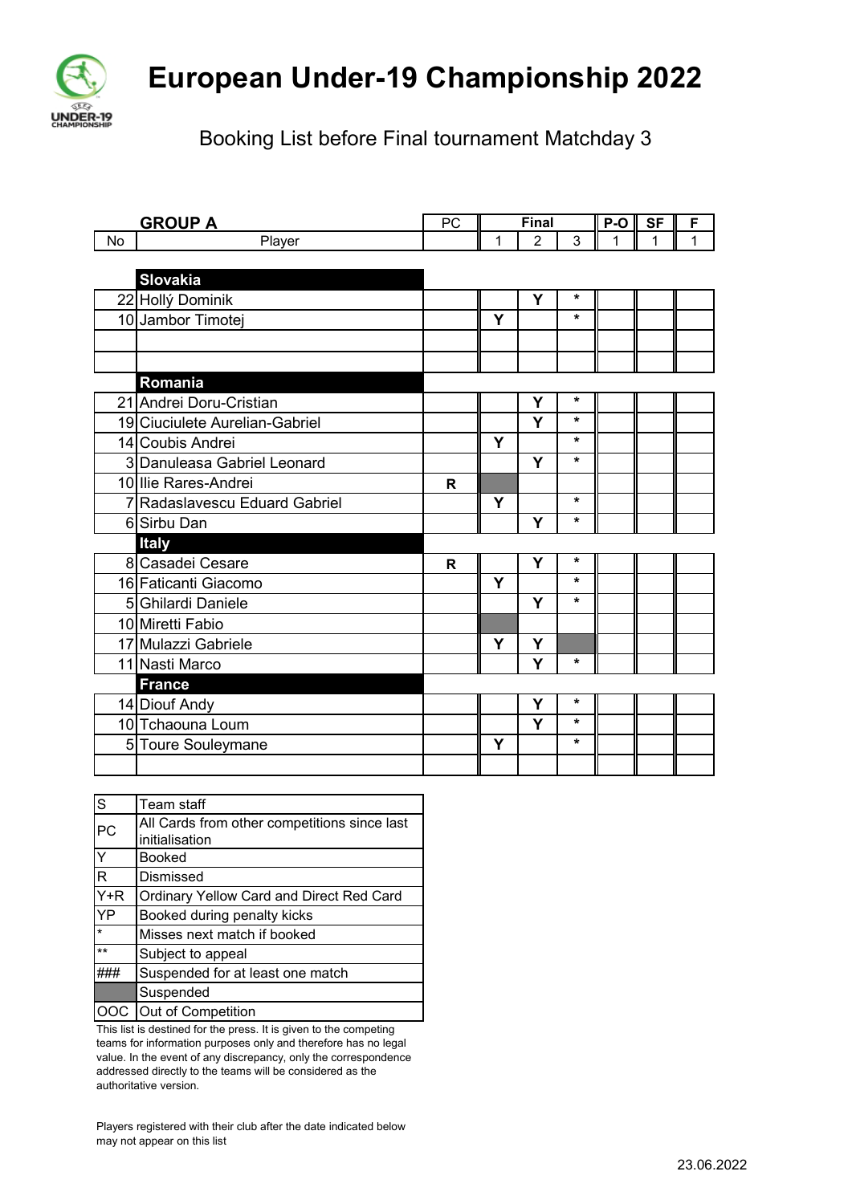# European Under-19 Championship 2022

## Booking List before Final tournament Matchday 3

| No | Player | PC | Final 1 | Final 2 | Final 3 | P-O 1 | SF 1 | F 1 |
|---|---|---|---|---|---|---|---|---|
| | **GROUP A** | | | | | | | |
| | **Slovakia** | | | | | | | |
| 22 | Hollý Dominik | | | Y | * | | | |
| 10 | Jambor Timotej | | Y | | * | | | |
| | | | | | | | | |
| | | | | | | | | |
| | **Romania** | | | | | | | |
| 21 | Andrei Doru-Cristian | | | Y | * | | | |
| 19 | Ciuciulete Aurelian-Gabriel | | | Y | * | | | |
| 14 | Coubis Andrei | | Y | | * | | | |
| 3 | Danuleasa Gabriel Leonard | | | Y | * | | | |
| 10 | Ilie Rares-Andrei | R | Suspended | | | | | |
| 7 | Radaslavescu Eduard Gabriel | | Y | | * | | | |
| 6 | Sirbu Dan | | | Y | * | | | |
| | **Italy** | | | | | | | |
| 8 | Casadei Cesare | R | | Y | * | | | |
| 16 | Faticanti Giacomo | | Y | | * | | | |
| 5 | Ghilardi Daniele | | | Y | * | | | |
| 10 | Miretti Fabio | | Suspended | | | | | |
| 17 | Mulazzi Gabriele | | Y | Y | Suspended | | | |
| 11 | Nasti Marco | | | Y | * | | | |
| | **France** | | | | | | | |
| 14 | Diouf Andy | | | Y | * | | | |
| 10 | Tchaouna Loum | | | Y | * | | | |
| 5 | Toure Souleymane | | Y | | * | | | |
| | | | | | | | | |

| Code | Meaning |
|---|---|
| S | Team staff |
| PC | All Cards from other competitions since last initialisation |
| Y | Booked |
| R | Dismissed |
| Y+R | Ordinary Yellow Card and Direct Red Card |
| YP | Booked during penalty kicks |
| * | Misses next match if booked |
| ** | Subject to appeal |
| ### | Suspended for at least one match |
| (grey) | Suspended |
| OOC | Out of Competition |

This list is destined for the press. It is given to the competing teams for information purposes only and therefore has no legal value. In the event of any discrepancy, only the correspondence addressed directly to the teams will be considered as the authoritative version.

Players registered with their club after the date indicated below may not appear on this list

23.06.2022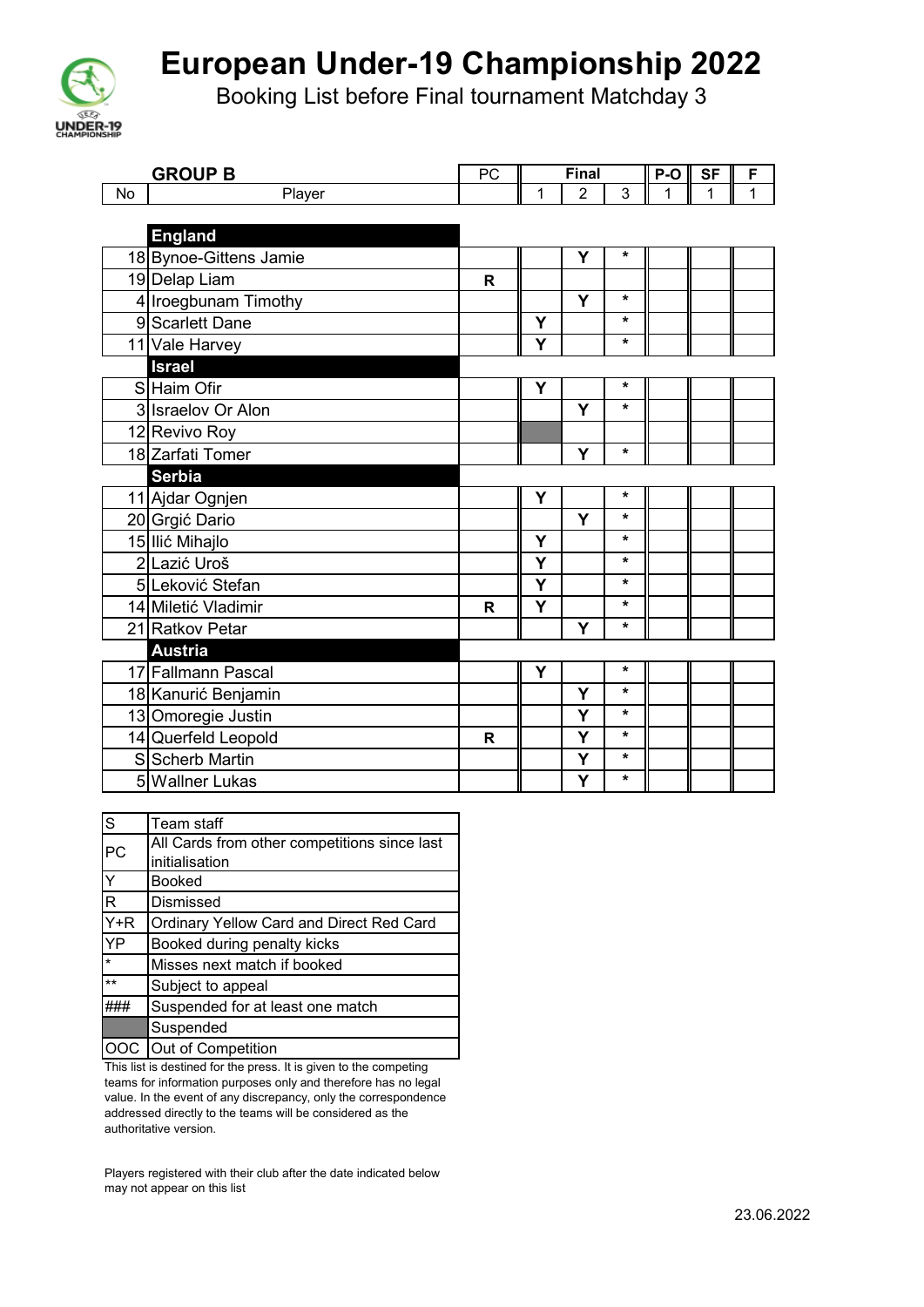# European Under-19 Championship 2022

Booking List before Final tournament Matchday 3

| | GROUP B | PC | Final | | | P-O | SF | F |
|---|---|---|---|---|---|---|---|---|
| No | Player | | 1 | 2 | 3 | 1 | 1 | 1 |
| | **England** | | | | | | | |
| 18 | Bynoe-Gittens Jamie | | | Y | * | | | |
| 19 | Delap Liam | R | | | | | | |
| 4 | Iroegbunam Timothy | | | Y | * | | | |
| 9 | Scarlett Dane | | Y | | * | | | |
| 11 | Vale Harvey | | Y | | * | | | |
| | **Israel** | | | | | | | |
| S | Haim Ofir | | Y | | * | | | |
| 3 | Israelov Or Alon | | | Y | * | | | |
| 12 | Revivo Roy | | | | | | | |
| 18 | Zarfati Tomer | | | Y | * | | | |
| | **Serbia** | | | | | | | |
| 11 | Ajdar Ognjen | | Y | | * | | | |
| 20 | Grgić Dario | | | Y | * | | | |
| 15 | Ilić Mihajlo | | Y | | * | | | |
| 2 | Lazić Uroš | | Y | | * | | | |
| 5 | Leković Stefan | | Y | | * | | | |
| 14 | Miletić Vladimir | R | Y | | * | | | |
| 21 | Ratkov Petar | | | Y | * | | | |
| | **Austria** | | | | | | | |
| 17 | Fallmann Pascal | | Y | | * | | | |
| 18 | Kanurić Benjamin | | | Y | * | | | |
| 13 | Omoregie Justin | | | Y | * | | | |
| 14 | Querfeld Leopold | R | | Y | * | | | |
| S | Scherb Martin | | | Y | * | | | |
| 5 | Wallner Lukas | | | Y | * | | | |

| | |
|---|---|
| S | Team staff |
| PC | All Cards from other competitions since last initialisation |
| Y | Booked |
| R | Dismissed |
| Y+R | Ordinary Yellow Card and Direct Red Card |
| YP | Booked during penalty kicks |
| * | Misses next match if booked |
| ** | Subject to appeal |
| ### | Suspended for at least one match |
| | Suspended |
| OOC | Out of Competition |

This list is destined for the press. It is given to the competing teams for information purposes only and therefore has no legal value. In the event of any discrepancy, only the correspondence addressed directly to the teams will be considered as the authoritative version.

Players registered with their club after the date indicated below may not appear on this list

23.06.2022